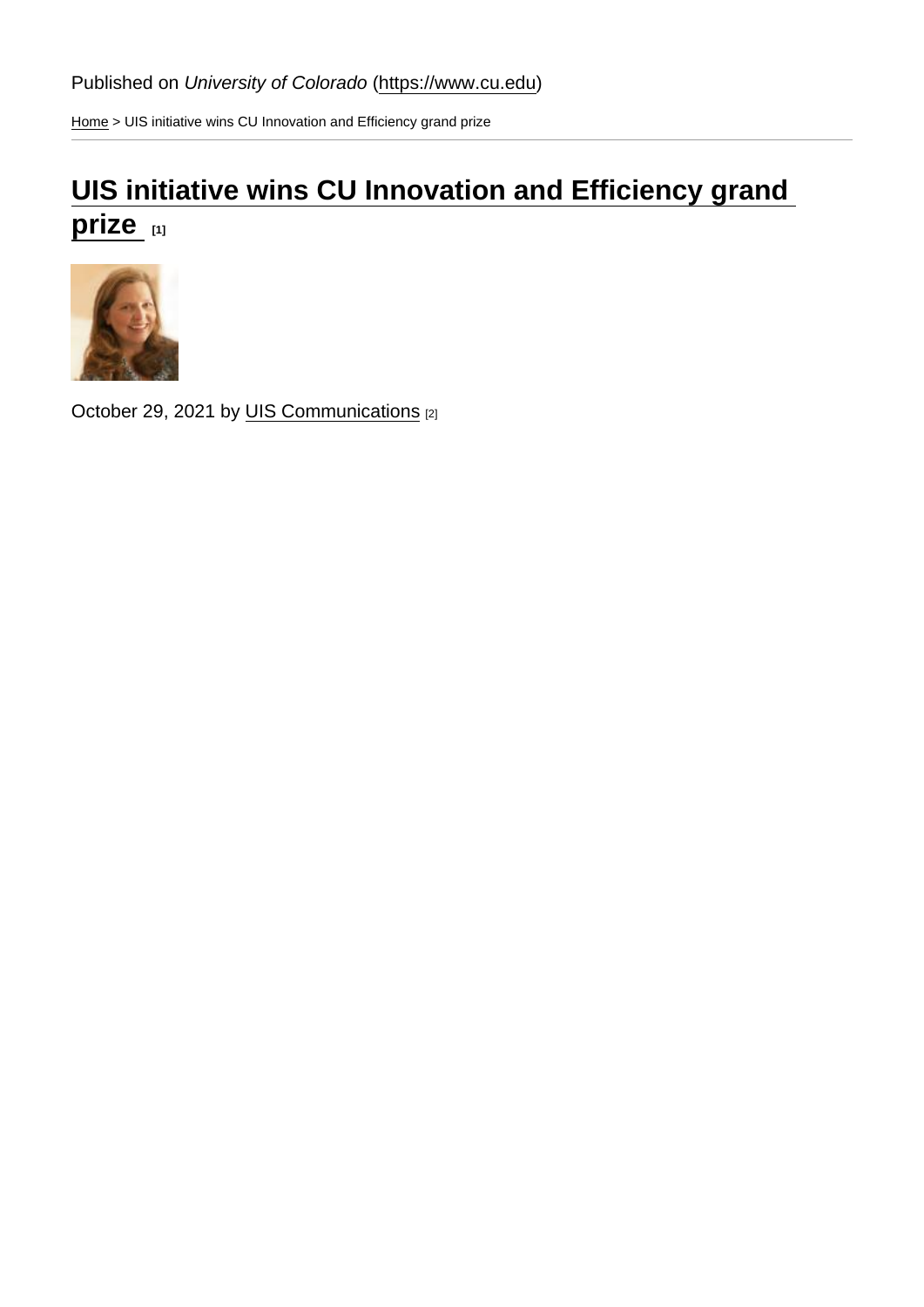Published on *University of Colorado* (https://www.cu.edu)

Home > UIS initiative wins CU Innovation and Efficiency grand prize

# UIS initiative wins CU Innovation and Efficiency grand prize [1]

October 29, 2021 by UIS Communications [2]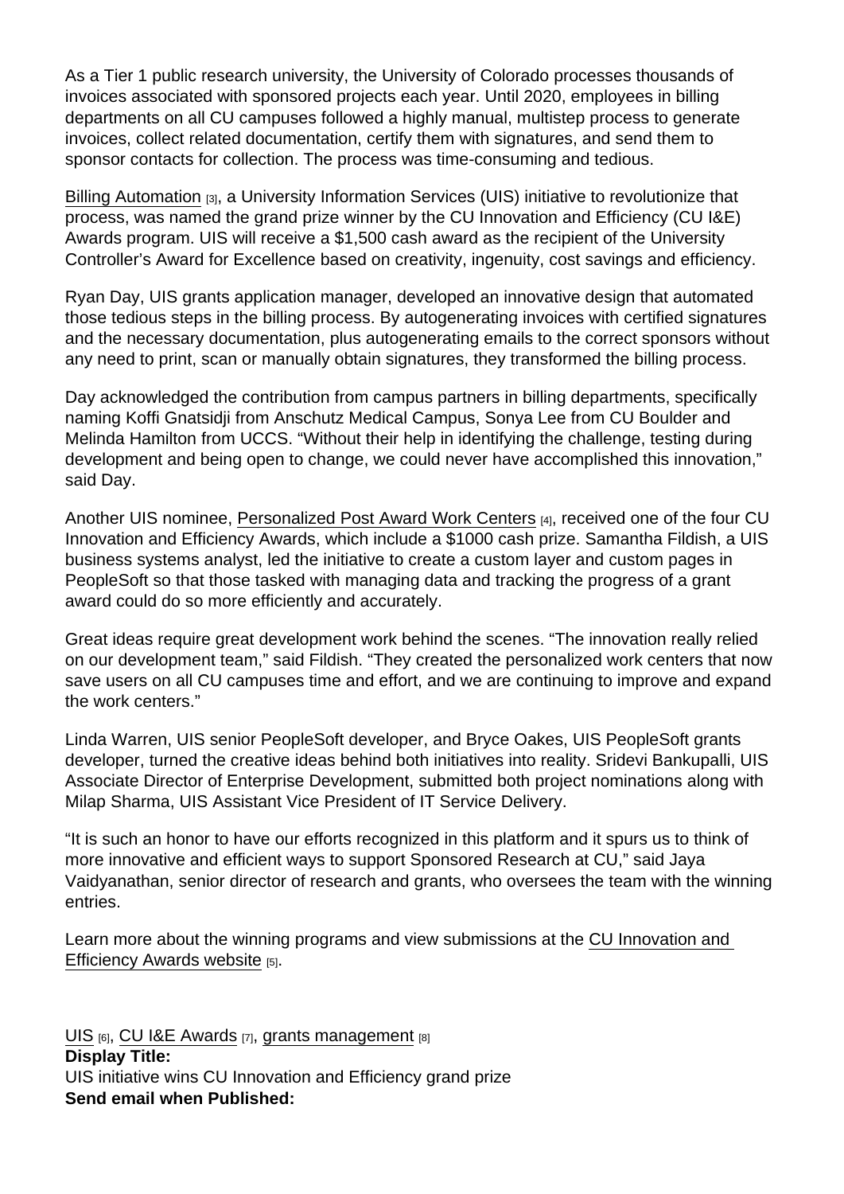As a Tier 1 public research university, the University of Colorado processes thousands of invoices associated with sponsored projects each year. Until 2020, employees in billing departments on all CU campuses followed a highly manual, multistep process to generate invoices, collect related documentation, certify them with signatures, and send them to sponsor contacts for collection. The process was time-consuming and tedious.

Billing Automation [3], a University Information Services (UIS) initiative to revolutionize that process, was named the grand prize winner by the CU Innovation and Efficiency (CU I&E) Awards program. UIS will receive a $1,500 cash award as the recipient of the University Controller's Award for Excellence based on creativity, ingenuity, cost savings and efficiency.

Ryan Day, UIS grants application manager, developed an innovative design that automated those tedious steps in the billing process. By autogenerating invoices with certified signatures and the necessary documentation, plus autogenerating emails to the correct sponsors without any need to print, scan or manually obtain signatures, they transformed the billing process.

Day acknowledged the contribution from campus partners in billing departments, specifically naming Koffi Gnatsidji from Anschutz Medical Campus, Sonya Lee from CU Boulder and Melinda Hamilton from UCCS. "Without their help in identifying the challenge, testing during development and being open to change, we could never have accomplished this innovation," said Day.

Another UIS nominee, Personalized Post Award Work Centers [4], received one of the four CU Innovation and Efficiency Awards, which include a $1000 cash prize. Samantha Fildish, a UIS business systems analyst, led the initiative to create a custom layer and custom pages in PeopleSoft so that those tasked with managing data and tracking the progress of a grant award could do so more efficiently and accurately.

Great ideas require great development work behind the scenes. "The innovation really relied on our development team," said Fildish. "They created the personalized work centers that now save users on all CU campuses time and effort, and we are continuing to improve and expand the work centers."

Linda Warren, UIS senior PeopleSoft developer, and Bryce Oakes, UIS PeopleSoft grants developer, turned the creative ideas behind both initiatives into reality. Sridevi Bankupalli, UIS Associate Director of Enterprise Development, submitted both project nominations along with Milap Sharma, UIS Assistant Vice President of IT Service Delivery.

"It is such an honor to have our efforts recognized in this platform and it spurs us to think of more innovative and efficient ways to support Sponsored Research at CU," said Jaya Vaidyanathan, senior director of research and grants, who oversees the team with the winning entries.

Learn more about the winning programs and view submissions at the CU Innovation and Efficiency Awards website [5].

UIS [6], CU I&E Awards [7], grants management [8]

**Display Title:**

UIS initiative wins CU Innovation and Efficiency grand prize

**Send email when Published:**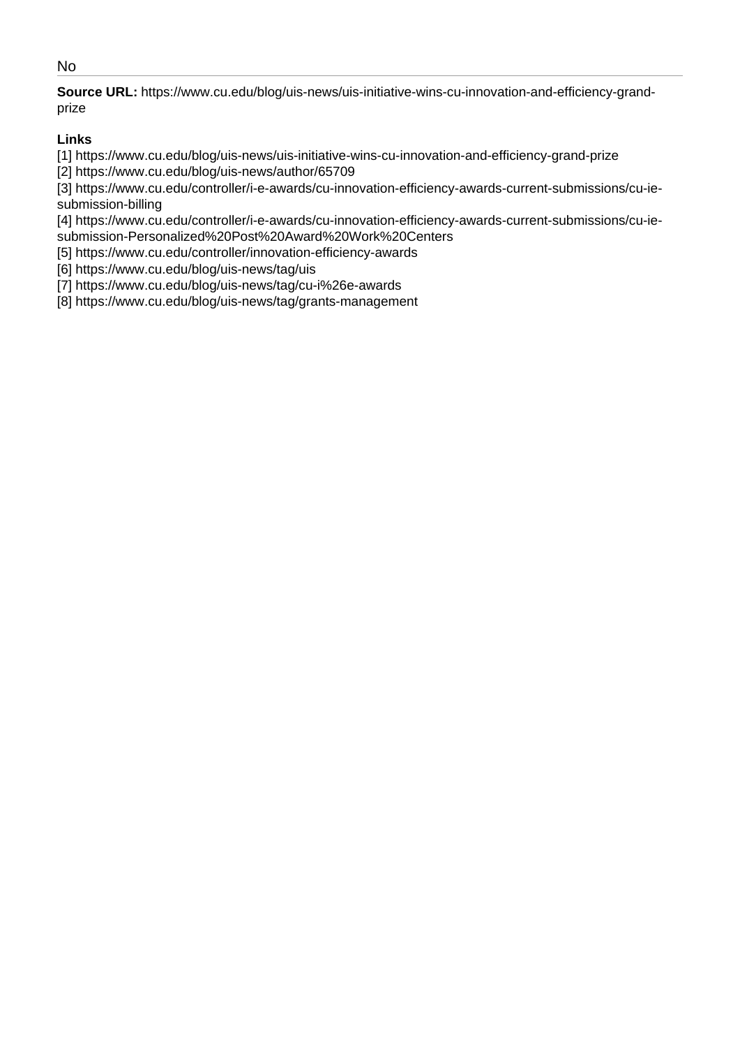No

**Source URL:** https://www.cu.edu/blog/uis-news/uis-initiative-wins-cu-innovation-and-efficiency-grand-prize

**Links**

[1] https://www.cu.edu/blog/uis-news/uis-initiative-wins-cu-innovation-and-efficiency-grand-prize
[2] https://www.cu.edu/blog/uis-news/author/65709
[3] https://www.cu.edu/controller/i-e-awards/cu-innovation-efficiency-awards-current-submissions/cu-ie-submission-billing
[4] https://www.cu.edu/controller/i-e-awards/cu-innovation-efficiency-awards-current-submissions/cu-ie-submission-Personalized%20Post%20Award%20Work%20Centers
[5] https://www.cu.edu/controller/innovation-efficiency-awards
[6] https://www.cu.edu/blog/uis-news/tag/uis
[7] https://www.cu.edu/blog/uis-news/tag/cu-i%26e-awards
[8] https://www.cu.edu/blog/uis-news/tag/grants-management